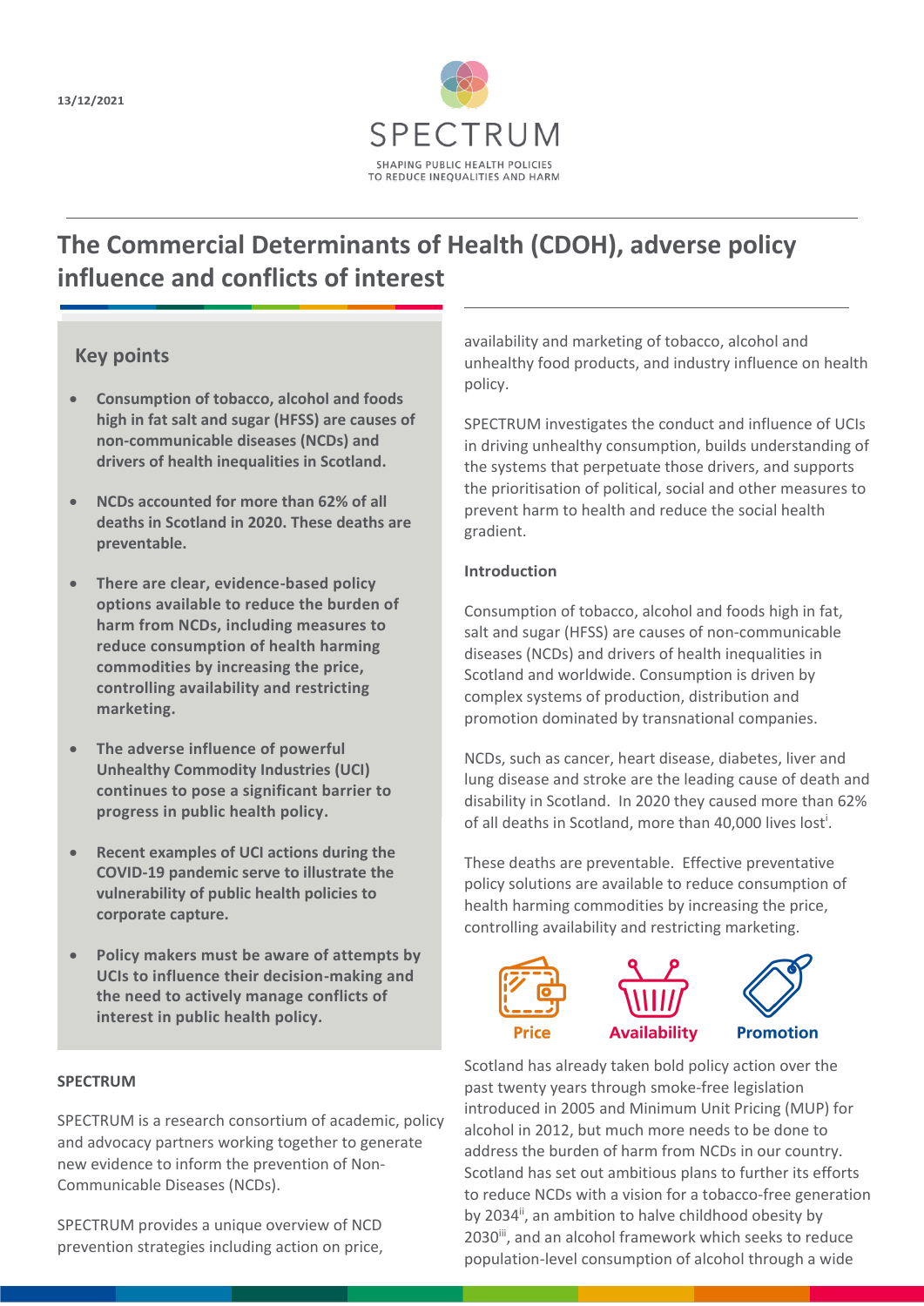13/12/2021

SPECTRUM

SHAPING PUBLIC HEALTH POLICIES TO REDUCE INEQUALITIES AND HARM

# The Commercial Determinants of Health (CDOH), adverse policy influence and conflicts of interest

## Key points

- **Consumption of tobacco, alcohol and foods high in fat salt and sugar (HFSS) are causes of non-communicable diseases (NCDs) and drivers of health inequalities in Scotland.**
- **NCDs accounted for more than 62% of all deaths in Scotland in 2020. These deaths are preventable.**
- **There are clear, evidence-based policy options available to reduce the burden of harm from NCDs, including measures to reduce consumption of health harming commodities by increasing the price, controlling availability and restricting marketing.**
- **The adverse influence of powerful Unhealthy Commodity Industries (UCI) continues to pose a significant barrier to progress in public health policy.**
- **Recent examples of UCI actions during the COVID-19 pandemic serve to illustrate the vulnerability of public health policies to corporate capture.**
- **Policy makers must be aware of attempts by UCIs to influence their decision-making and the need to actively manage conflicts of interest in public health policy.**

**SPECTRUM**

SPECTRUM is a research consortium of academic, policy and advocacy partners working together to generate new evidence to inform the prevention of Non-Communicable Diseases (NCDs).

SPECTRUM provides a unique overview of NCD prevention strategies including action on price, availability and marketing of tobacco, alcohol and unhealthy food products, and industry influence on health policy.

SPECTRUM investigates the conduct and influence of UCIs in driving unhealthy consumption, builds understanding of the systems that perpetuate those drivers, and supports the prioritisation of political, social and other measures to prevent harm to health and reduce the social health gradient.

**Introduction**

Consumption of tobacco, alcohol and foods high in fat, salt and sugar (HFSS) are causes of non-communicable diseases (NCDs) and drivers of health inequalities in Scotland and worldwide. Consumption is driven by complex systems of production, distribution and promotion dominated by transnational companies.

NCDs, such as cancer, heart disease, diabetes, liver and lung disease and stroke are the leading cause of death and disability in Scotland. In 2020 they caused more than 62% of all deaths in Scotland, more than 40,000 lives lost[i].

These deaths are preventable. Effective preventative policy solutions are available to reduce consumption of health harming commodities by increasing the price, controlling availability and restricting marketing.

Price | Availability | Promotion

Scotland has already taken bold policy action over the past twenty years through smoke-free legislation introduced in 2005 and Minimum Unit Pricing (MUP) for alcohol in 2012, but much more needs to be done to address the burden of harm from NCDs in our country. Scotland has set out ambitious plans to further its efforts to reduce NCDs with a vision for a tobacco-free generation by 2034[ii], an ambition to halve childhood obesity by 2030[iii], and an alcohol framework which seeks to reduce population-level consumption of alcohol through a wide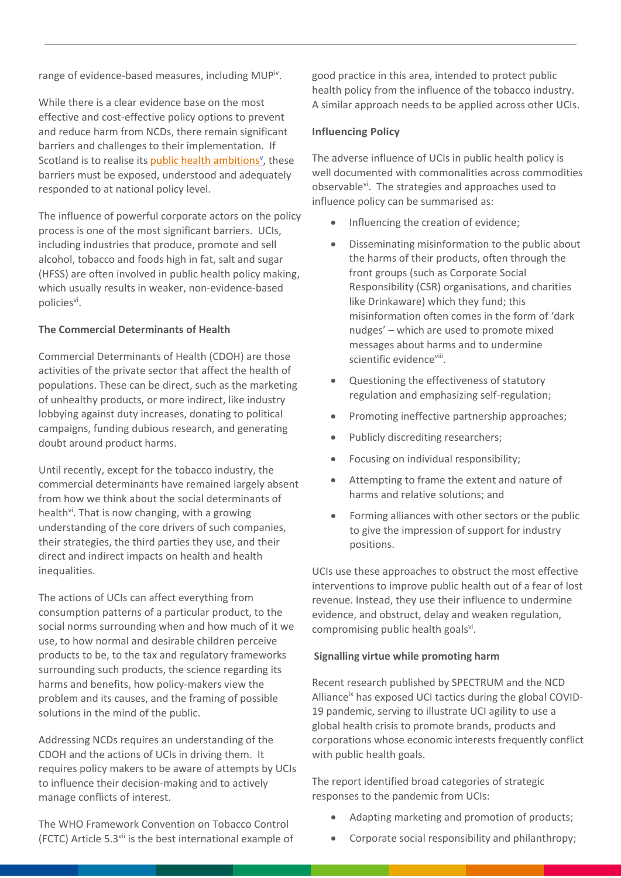range of evidence-based measures, including MUP[iv].

While there is a clear evidence base on the most effective and cost-effective policy options to prevent and reduce harm from NCDs, there remain significant barriers and challenges to their implementation. If Scotland is to realise its public health ambitions[v], these barriers must be exposed, understood and adequately responded to at national policy level.

The influence of powerful corporate actors on the policy process is one of the most significant barriers. UCIs, including industries that produce, promote and sell alcohol, tobacco and foods high in fat, salt and sugar (HFSS) are often involved in public health policy making, which usually results in weaker, non-evidence-based policies[vi].

**The Commercial Determinants of Health**

Commercial Determinants of Health (CDOH) are those activities of the private sector that affect the health of populations. These can be direct, such as the marketing of unhealthy products, or more indirect, like industry lobbying against duty increases, donating to political campaigns, funding dubious research, and generating doubt around product harms.

Until recently, except for the tobacco industry, the commercial determinants have remained largely absent from how we think about the social determinants of health[vi]. That is now changing, with a growing understanding of the core drivers of such companies, their strategies, the third parties they use, and their direct and indirect impacts on health and health inequalities.

The actions of UCIs can affect everything from consumption patterns of a particular product, to the social norms surrounding when and how much of it we use, to how normal and desirable children perceive products to be, to the tax and regulatory frameworks surrounding such products, the science regarding its harms and benefits, how policy-makers view the problem and its causes, and the framing of possible solutions in the mind of the public.

Addressing NCDs requires an understanding of the CDOH and the actions of UCIs in driving them. It requires policy makers to be aware of attempts by UCIs to influence their decision-making and to actively manage conflicts of interest.

The WHO Framework Convention on Tobacco Control (FCTC) Article 5.3[vii] is the best international example of good practice in this area, intended to protect public health policy from the influence of the tobacco industry. A similar approach needs to be applied across other UCIs.

**Influencing Policy**

The adverse influence of UCIs in public health policy is well documented with commonalities across commodities observable[vi]. The strategies and approaches used to influence policy can be summarised as:

- Influencing the creation of evidence;
- Disseminating misinformation to the public about the harms of their products, often through the front groups (such as Corporate Social Responsibility (CSR) organisations, and charities like Drinkaware) which they fund; this misinformation often comes in the form of 'dark nudges' – which are used to promote mixed messages about harms and to undermine scientific evidence[viii].
- Questioning the effectiveness of statutory regulation and emphasizing self-regulation;
- Promoting ineffective partnership approaches;
- Publicly discrediting researchers;
- Focusing on individual responsibility;
- Attempting to frame the extent and nature of harms and relative solutions; and
- Forming alliances with other sectors or the public to give the impression of support for industry positions.

UCIs use these approaches to obstruct the most effective interventions to improve public health out of a fear of lost revenue. Instead, they use their influence to undermine evidence, and obstruct, delay and weaken regulation, compromising public health goals[vi].

**Signalling virtue while promoting harm**

Recent research published by SPECTRUM and the NCD Alliance[ix] has exposed UCI tactics during the global COVID-19 pandemic, serving to illustrate UCI agility to use a global health crisis to promote brands, products and corporations whose economic interests frequently conflict with public health goals.

The report identified broad categories of strategic responses to the pandemic from UCIs:

- Adapting marketing and promotion of products;
- Corporate social responsibility and philanthropy;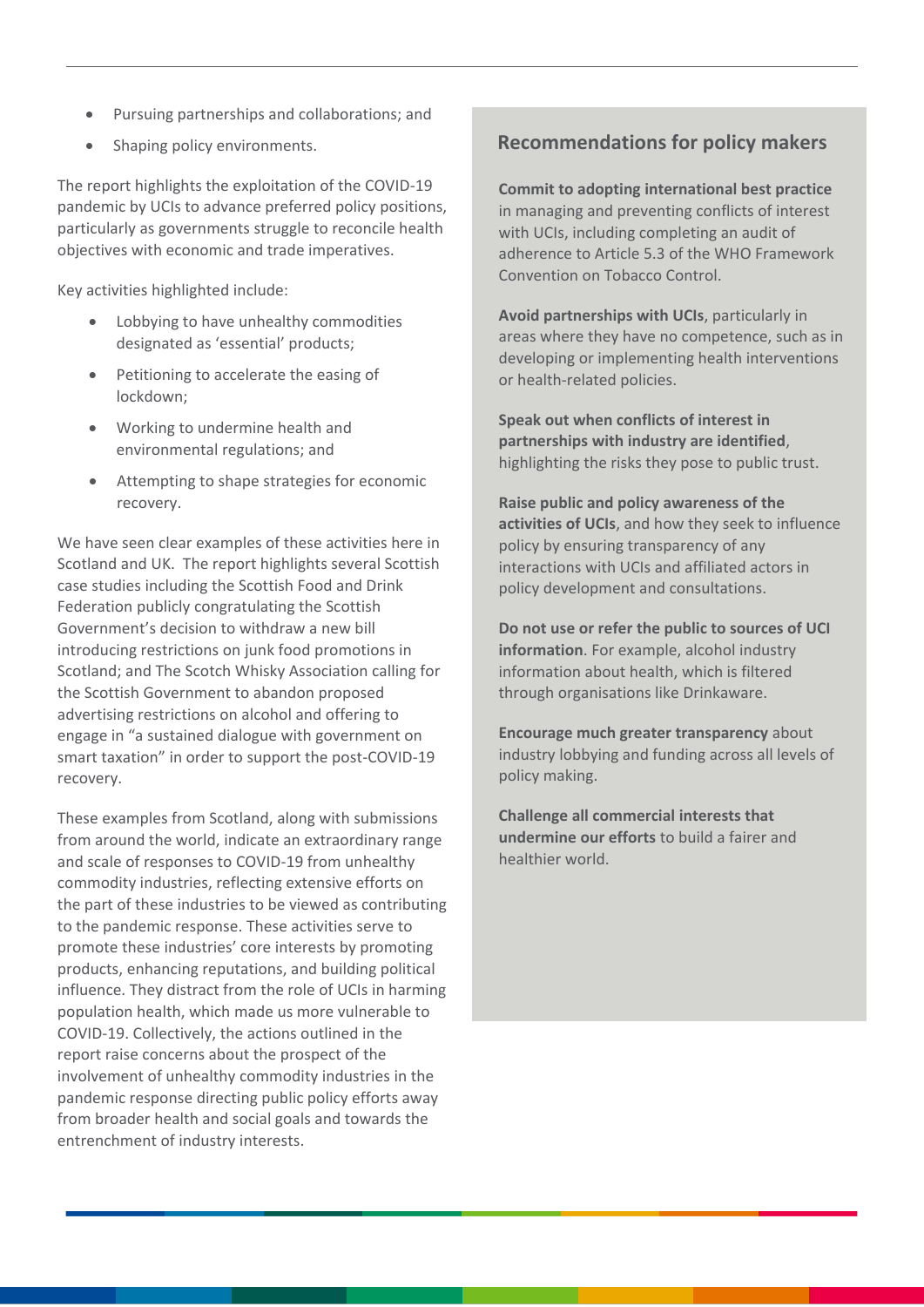- Pursuing partnerships and collaborations; and
- Shaping policy environments.

The report highlights the exploitation of the COVID-19 pandemic by UCIs to advance preferred policy positions, particularly as governments struggle to reconcile health objectives with economic and trade imperatives.

Key activities highlighted include:

- Lobbying to have unhealthy commodities designated as 'essential' products;
- Petitioning to accelerate the easing of lockdown;
- Working to undermine health and environmental regulations; and
- Attempting to shape strategies for economic recovery.

We have seen clear examples of these activities here in Scotland and UK. The report highlights several Scottish case studies including the Scottish Food and Drink Federation publicly congratulating the Scottish Government's decision to withdraw a new bill introducing restrictions on junk food promotions in Scotland; and The Scotch Whisky Association calling for the Scottish Government to abandon proposed advertising restrictions on alcohol and offering to engage in "a sustained dialogue with government on smart taxation" in order to support the post-COVID-19 recovery.

These examples from Scotland, along with submissions from around the world, indicate an extraordinary range and scale of responses to COVID-19 from unhealthy commodity industries, reflecting extensive efforts on the part of these industries to be viewed as contributing to the pandemic response. These activities serve to promote these industries' core interests by promoting products, enhancing reputations, and building political influence. They distract from the role of UCIs in harming population health, which made us more vulnerable to COVID-19. Collectively, the actions outlined in the report raise concerns about the prospect of the involvement of unhealthy commodity industries in the pandemic response directing public policy efforts away from broader health and social goals and towards the entrenchment of industry interests.

## Recommendations for policy makers

**Commit to adopting international best practice** in managing and preventing conflicts of interest with UCIs, including completing an audit of adherence to Article 5.3 of the WHO Framework Convention on Tobacco Control.

**Avoid partnerships with UCIs**, particularly in areas where they have no competence, such as in developing or implementing health interventions or health-related policies.

**Speak out when conflicts of interest in partnerships with industry are identified**, highlighting the risks they pose to public trust.

**Raise public and policy awareness of the activities of UCIs**, and how they seek to influence policy by ensuring transparency of any interactions with UCIs and affiliated actors in policy development and consultations.

**Do not use or refer the public to sources of UCI information**. For example, alcohol industry information about health, which is filtered through organisations like Drinkaware.

**Encourage much greater transparency** about industry lobbying and funding across all levels of policy making.

**Challenge all commercial interests that undermine our efforts** to build a fairer and healthier world.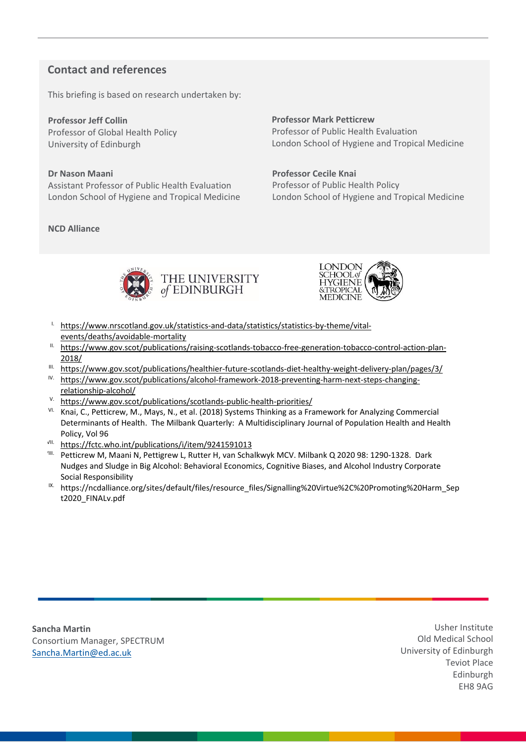## Contact and references

This briefing is based on research undertaken by:

**Professor Jeff Collin**
Professor of Global Health Policy
University of Edinburgh

**Professor Mark Petticrew**
Professor of Public Health Evaluation
London School of Hygiene and Tropical Medicine

**Dr Nason Maani**
Assistant Professor of Public Health Evaluation
London School of Hygiene and Tropical Medicine

**Professor Cecile Knai**
Professor of Public Health Policy
London School of Hygiene and Tropical Medicine

**NCD Alliance**

I. https://www.nrscotland.gov.uk/statistics-and-data/statistics/statistics-by-theme/vital-events/deaths/avoidable-mortality
II. https://www.gov.scot/publications/raising-scotlands-tobacco-free-generation-tobacco-control-action-plan-2018/
III. https://www.gov.scot/publications/healthier-future-scotlands-diet-healthy-weight-delivery-plan/pages/3/
IV. https://www.gov.scot/publications/alcohol-framework-2018-preventing-harm-next-steps-changing-relationship-alcohol/
V. https://www.gov.scot/publications/scotlands-public-health-priorities/
VI. Knai, C., Petticrew, M., Mays, N., et al. (2018) Systems Thinking as a Framework for Analyzing Commercial Determinants of Health. The Milbank Quarterly: A Multidisciplinary Journal of Population Health and Health Policy, Vol 96
VII. https://fctc.who.int/publications/i/item/9241591013
VIII. Petticrew M, Maani N, Pettigrew L, Rutter H, van Schalkwyk MCV. Milbank Q 2020 98: 1290-1328. Dark Nudges and Sludge in Big Alcohol: Behavioral Economics, Cognitive Biases, and Alcohol Industry Corporate Social Responsibility
IX. https://ncdalliance.org/sites/default/files/resource_files/Signalling%20Virtue%2C%20Promoting%20Harm_Sept2020_FINALv.pdf

**Sancha Martin**
Consortium Manager, SPECTRUM
Sancha.Martin@ed.ac.uk

Usher Institute
Old Medical School
University of Edinburgh
Teviot Place
Edinburgh
EH8 9AG